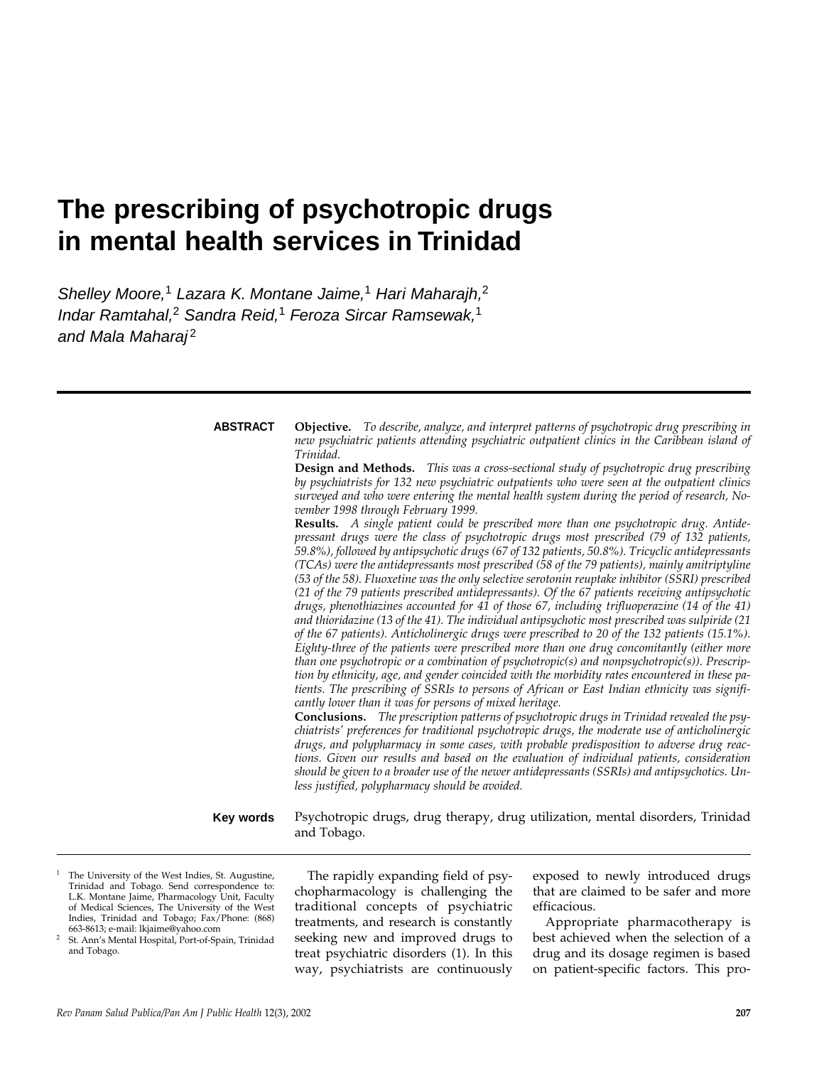# The prescribing of psychotropic drugs in mental health services in Trinidad

*Shelley Moore,[1] Lazara K. Montane Jaime,[1] Hari Maharajh,[2] Indar Ramtahal,[2] Sandra Reid,[1] Feroza Sircar Ramsewak,[1] and Mala Maharaj[2]*

**ABSTRACT**

**Objective.** *To describe, analyze, and interpret patterns of psychotropic drug prescribing in new psychiatric patients attending psychiatric outpatient clinics in the Caribbean island of Trinidad.*

**Design and Methods.** *This was a cross-sectional study of psychotropic drug prescribing by psychiatrists for 132 new psychiatric outpatients who were seen at the outpatient clinics surveyed and who were entering the mental health system during the period of research, November 1998 through February 1999.*

**Results.** *A single patient could be prescribed more than one psychotropic drug. Antidepressant drugs were the class of psychotropic drugs most prescribed (79 of 132 patients, 59.8%), followed by antipsychotic drugs (67 of 132 patients, 50.8%). Tricyclic antidepressants (TCAs) were the antidepressants most prescribed (58 of the 79 patients), mainly amitriptyline (53 of the 58). Fluoxetine was the only selective serotonin reuptake inhibitor (SSRI) prescribed (21 of the 79 patients prescribed antidepressants). Of the 67 patients receiving antipsychotic drugs, phenothiazines accounted for 41 of those 67, including trifluoperazine (14 of the 41) and thioridazine (13 of the 41). The individual antipsychotic most prescribed was sulpiride (21 of the 67 patients). Anticholinergic drugs were prescribed to 20 of the 132 patients (15.1%). Eighty-three of the patients were prescribed more than one drug concomitantly (either more than one psychotropic or a combination of psychotropic(s) and nonpsychotropic(s)). Prescription by ethnicity, age, and gender coincided with the morbidity rates encountered in these patients. The prescribing of SSRIs to persons of African or East Indian ethnicity was significantly lower than it was for persons of mixed heritage.*

**Conclusions.** *The prescription patterns of psychotropic drugs in Trinidad revealed the psychiatrists' preferences for traditional psychotropic drugs, the moderate use of anticholinergic drugs, and polypharmacy in some cases, with probable predisposition to adverse drug reactions. Given our results and based on the evaluation of individual patients, consideration should be given to a broader use of the newer antidepressants (SSRIs) and antipsychotics. Unless justified, polypharmacy should be avoided.*

**Key words** Psychotropic drugs, drug therapy, drug utilization, mental disorders, Trinidad and Tobago.

---

[1] The University of the West Indies, St. Augustine, Trinidad and Tobago. Send correspondence to: L.K. Montane Jaime, Pharmacology Unit, Faculty of Medical Sciences, The University of the West Indies, Trinidad and Tobago; Fax/Phone: (868) 663-8613; e-mail: lkjaime@yahoo.com

[2] St. Ann's Mental Hospital, Port-of-Spain, Trinidad and Tobago.

The rapidly expanding field of psychopharmacology is challenging the traditional concepts of psychiatric treatments, and research is constantly seeking new and improved drugs to treat psychiatric disorders (1). In this way, psychiatrists are continuously exposed to newly introduced drugs that are claimed to be safer and more efficacious.

Appropriate pharmacotherapy is best achieved when the selection of a drug and its dosage regimen is based on patient-specific factors. This pro-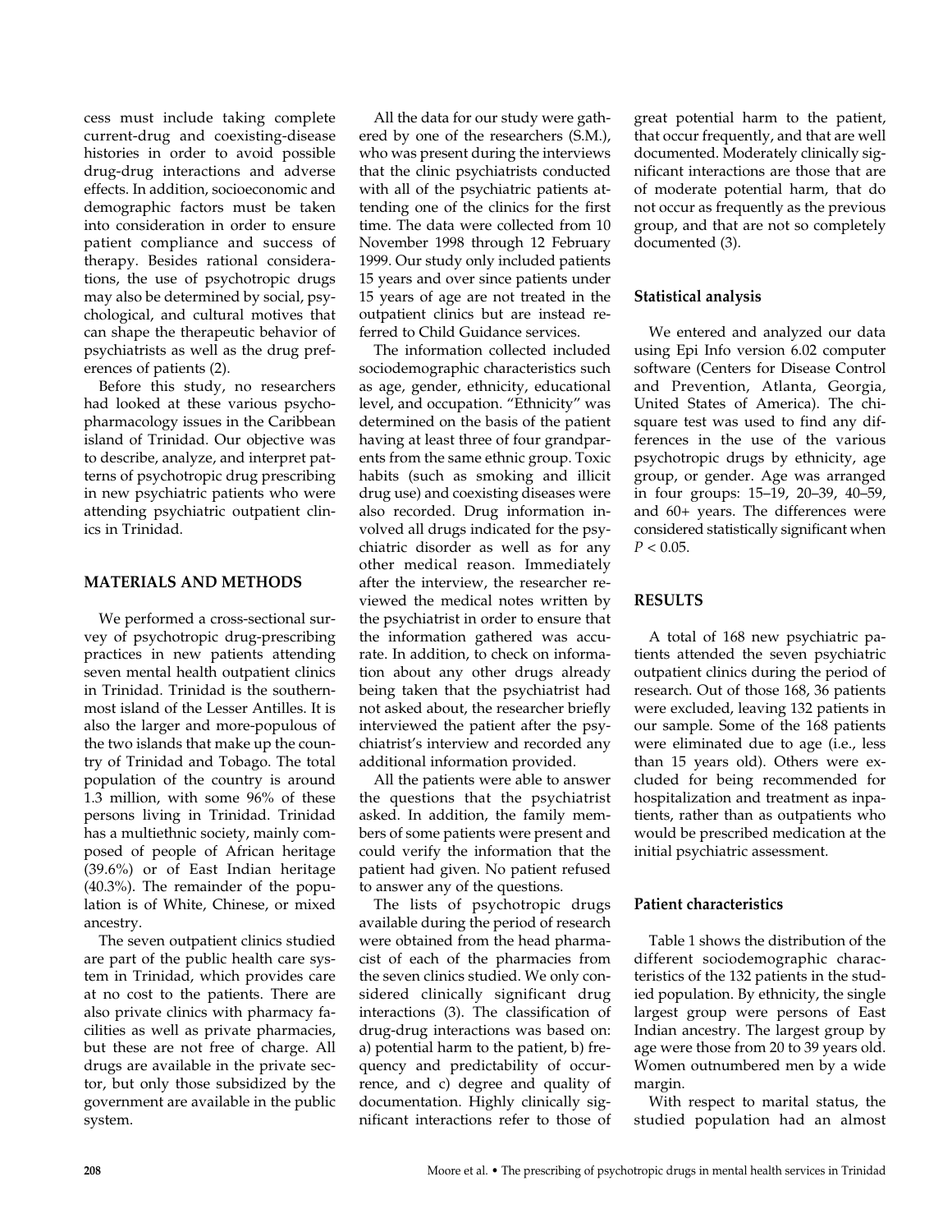cess must include taking complete current-drug and coexisting-disease histories in order to avoid possible drug-drug interactions and adverse effects. In addition, socioeconomic and demographic factors must be taken into consideration in order to ensure patient compliance and success of therapy. Besides rational considerations, the use of psychotropic drugs may also be determined by social, psychological, and cultural motives that can shape the therapeutic behavior of psychiatrists as well as the drug preferences of patients (2).

Before this study, no researchers had looked at these various psychopharmacology issues in the Caribbean island of Trinidad. Our objective was to describe, analyze, and interpret patterns of psychotropic drug prescribing in new psychiatric patients who were attending psychiatric outpatient clinics in Trinidad.

## MATERIALS AND METHODS

We performed a cross-sectional survey of psychotropic drug-prescribing practices in new patients attending seven mental health outpatient clinics in Trinidad. Trinidad is the southernmost island of the Lesser Antilles. It is also the larger and more-populous of the two islands that make up the country of Trinidad and Tobago. The total population of the country is around 1.3 million, with some 96% of these persons living in Trinidad. Trinidad has a multiethnic society, mainly composed of people of African heritage (39.6%) or of East Indian heritage (40.3%). The remainder of the population is of White, Chinese, or mixed ancestry.

The seven outpatient clinics studied are part of the public health care system in Trinidad, which provides care at no cost to the patients. There are also private clinics with pharmacy facilities as well as private pharmacies, but these are not free of charge. All drugs are available in the private sector, but only those subsidized by the government are available in the public system.

All the data for our study were gathered by one of the researchers (S.M.), who was present during the interviews that the clinic psychiatrists conducted with all of the psychiatric patients attending one of the clinics for the first time. The data were collected from 10 November 1998 through 12 February 1999. Our study only included patients 15 years and over since patients under 15 years of age are not treated in the outpatient clinics but are instead referred to Child Guidance services.

The information collected included sociodemographic characteristics such as age, gender, ethnicity, educational level, and occupation. "Ethnicity" was determined on the basis of the patient having at least three of four grandparents from the same ethnic group. Toxic habits (such as smoking and illicit drug use) and coexisting diseases were also recorded. Drug information involved all drugs indicated for the psychiatric disorder as well as for any other medical reason. Immediately after the interview, the researcher reviewed the medical notes written by the psychiatrist in order to ensure that the information gathered was accurate. In addition, to check on information about any other drugs already being taken that the psychiatrist had not asked about, the researcher briefly interviewed the patient after the psychiatrist's interview and recorded any additional information provided.

All the patients were able to answer the questions that the psychiatrist asked. In addition, the family members of some patients were present and could verify the information that the patient had given. No patient refused to answer any of the questions.

The lists of psychotropic drugs available during the period of research were obtained from the head pharmacist of each of the pharmacies from the seven clinics studied. We only considered clinically significant drug interactions (3). The classification of drug-drug interactions was based on: a) potential harm to the patient, b) frequency and predictability of occurrence, and c) degree and quality of documentation. Highly clinically significant interactions refer to those of great potential harm to the patient, that occur frequently, and that are well documented. Moderately clinically significant interactions are those that are of moderate potential harm, that do not occur as frequently as the previous group, and that are not so completely documented (3).

### Statistical analysis

We entered and analyzed our data using Epi Info version 6.02 computer software (Centers for Disease Control and Prevention, Atlanta, Georgia, United States of America). The chi-square test was used to find any differences in the use of the various psychotropic drugs by ethnicity, age group, or gender. Age was arranged in four groups: 15–19, 20–39, 40–59, and 60+ years. The differences were considered statistically significant when $P < 0.05$.

## RESULTS

A total of 168 new psychiatric patients attended the seven psychiatric outpatient clinics during the period of research. Out of those 168, 36 patients were excluded, leaving 132 patients in our sample. Some of the 168 patients were eliminated due to age (i.e., less than 15 years old). Others were excluded for being recommended for hospitalization and treatment as inpatients, rather than as outpatients who would be prescribed medication at the initial psychiatric assessment.

### Patient characteristics

Table 1 shows the distribution of the different sociodemographic characteristics of the 132 patients in the studied population. By ethnicity, the single largest group were persons of East Indian ancestry. The largest group by age were those from 20 to 39 years old. Women outnumbered men by a wide margin.

With respect to marital status, the studied population had an almost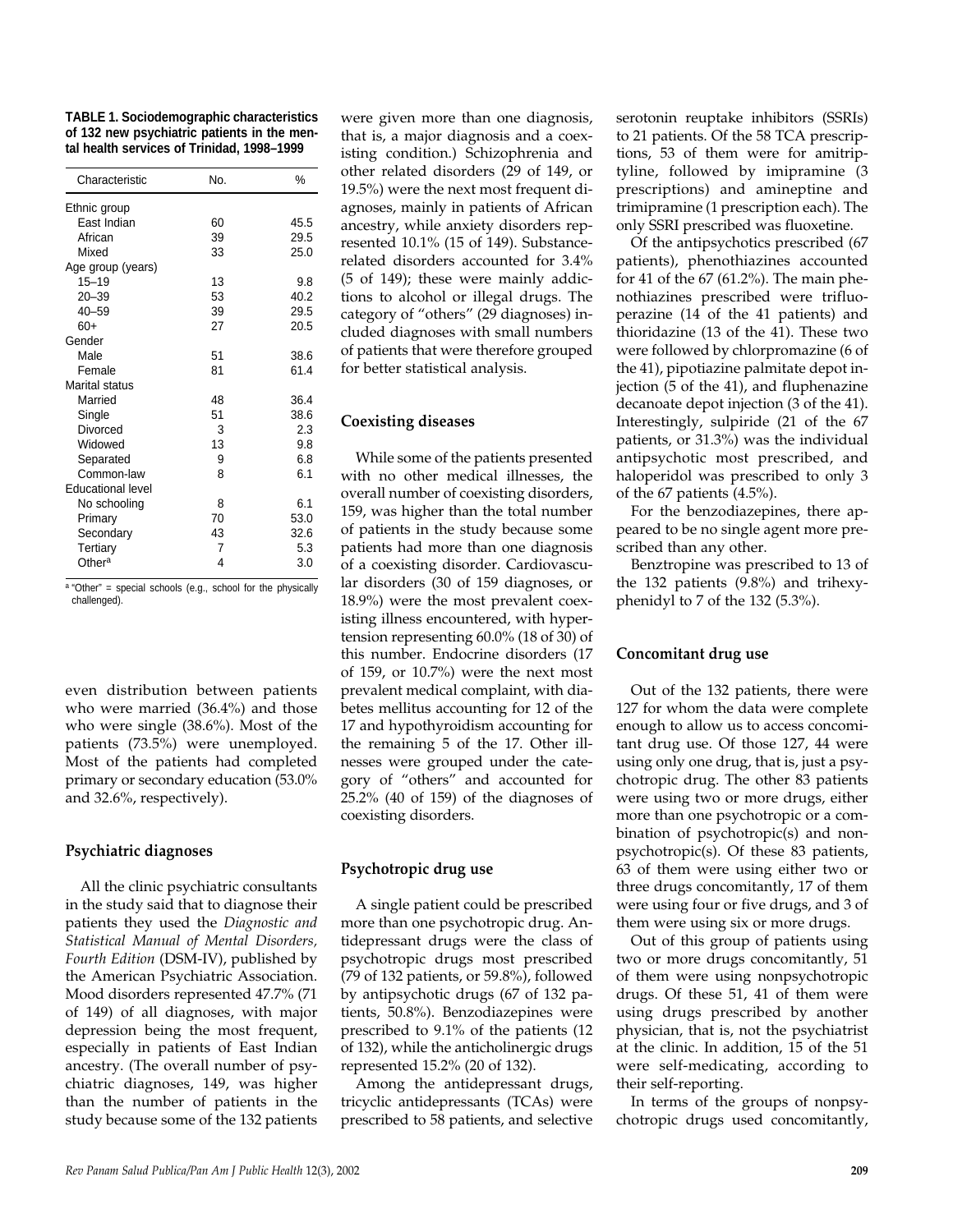**TABLE 1. Sociodemographic characteristics of 132 new psychiatric patients in the mental health services of Trinidad, 1998–1999**

| Characteristic | No. | % |
|---|---|---|
| Ethnic group | | |
| East Indian | 60 | 45.5 |
| African | 39 | 29.5 |
| Mixed | 33 | 25.0 |
| Age group (years) | | |
| 15–19 | 13 | 9.8 |
| 20–39 | 53 | 40.2 |
| 40–59 | 39 | 29.5 |
| 60+ | 27 | 20.5 |
| Gender | | |
| Male | 51 | 38.6 |
| Female | 81 | 61.4 |
| Marital status | | |
| Married | 48 | 36.4 |
| Single | 51 | 38.6 |
| Divorced | 3 | 2.3 |
| Widowed | 13 | 9.8 |
| Separated | 9 | 6.8 |
| Common-law | 8 | 6.1 |
| Educational level | | |
| No schooling | 8 | 6.1 |
| Primary | 70 | 53.0 |
| Secondary | 43 | 32.6 |
| Tertiary | 7 | 5.3 |
| Other[a] | 4 | 3.0 |

[a] "Other" = special schools (e.g., school for the physically challenged).

even distribution between patients who were married (36.4%) and those who were single (38.6%). Most of the patients (73.5%) were unemployed. Most of the patients had completed primary or secondary education (53.0% and 32.6%, respectively).

### Psychiatric diagnoses

All the clinic psychiatric consultants in the study said that to diagnose their patients they used the *Diagnostic and Statistical Manual of Mental Disorders, Fourth Edition* (DSM-IV), published by the American Psychiatric Association. Mood disorders represented 47.7% (71 of 149) of all diagnoses, with major depression being the most frequent, especially in patients of East Indian ancestry. (The overall number of psychiatric diagnoses, 149, was higher than the number of patients in the study because some of the 132 patients were given more than one diagnosis, that is, a major diagnosis and a coexisting condition.) Schizophrenia and other related disorders (29 of 149, or 19.5%) were the next most frequent diagnoses, mainly in patients of African ancestry, while anxiety disorders represented 10.1% (15 of 149). Substance-related disorders accounted for 3.4% (5 of 149); these were mainly addictions to alcohol or illegal drugs. The category of "others" (29 diagnoses) included diagnoses with small numbers of patients that were therefore grouped for better statistical analysis.

### Coexisting diseases

While some of the patients presented with no other medical illnesses, the overall number of coexisting disorders, 159, was higher than the total number of patients in the study because some patients had more than one diagnosis of a coexisting disorder. Cardiovascular disorders (30 of 159 diagnoses, or 18.9%) were the most prevalent coexisting illness encountered, with hypertension representing 60.0% (18 of 30) of this number. Endocrine disorders (17 of 159, or 10.7%) were the next most prevalent medical complaint, with diabetes mellitus accounting for 12 of the 17 and hypothyroidism accounting for the remaining 5 of the 17. Other illnesses were grouped under the category of "others" and accounted for 25.2% (40 of 159) of the diagnoses of coexisting disorders.

### Psychotropic drug use

A single patient could be prescribed more than one psychotropic drug. Antidepressant drugs were the class of psychotropic drugs most prescribed (79 of 132 patients, or 59.8%), followed by antipsychotic drugs (67 of 132 patients, 50.8%). Benzodiazepines were prescribed to 9.1% of the patients (12 of 132), while the anticholinergic drugs represented 15.2% (20 of 132).

Among the antidepressant drugs, tricyclic antidepressants (TCAs) were prescribed to 58 patients, and selective serotonin reuptake inhibitors (SSRIs) to 21 patients. Of the 58 TCA prescriptions, 53 of them were for amitriptyline, followed by imipramine (3 prescriptions) and amineptine and trimipramine (1 prescription each). The only SSRI prescribed was fluoxetine.

Of the antipsychotics prescribed (67 patients), phenothiazines accounted for 41 of the 67 (61.2%). The main phenothiazines prescribed were trifluoperazine (14 of the 41 patients) and thioridazine (13 of the 41). These two were followed by chlorpromazine (6 of the 41), pipotiazine palmitate depot injection (5 of the 41), and fluphenazine decanoate depot injection (3 of the 41). Interestingly, sulpiride (21 of the 67 patients, or 31.3%) was the individual antipsychotic most prescribed, and haloperidol was prescribed to only 3 of the 67 patients (4.5%).

For the benzodiazepines, there appeared to be no single agent more prescribed than any other.

Benztropine was prescribed to 13 of the 132 patients (9.8%) and trihexyphenidyl to 7 of the 132 (5.3%).

### Concomitant drug use

Out of the 132 patients, there were 127 for whom the data were complete enough to allow us to access concomitant drug use. Of those 127, 44 were using only one drug, that is, just a psychotropic drug. The other 83 patients were using two or more drugs, either more than one psychotropic or a combination of psychotropic(s) and nonpsychotropic(s). Of these 83 patients, 63 of them were using either two or three drugs concomitantly, 17 of them were using four or five drugs, and 3 of them were using six or more drugs.

Out of this group of patients using two or more drugs concomitantly, 51 of them were using nonpsychotropic drugs. Of these 51, 41 of them were using drugs prescribed by another physician, that is, not the psychiatrist at the clinic. In addition, 15 of the 51 were self-medicating, according to their self-reporting.

In terms of the groups of nonpsychotropic drugs used concomitantly,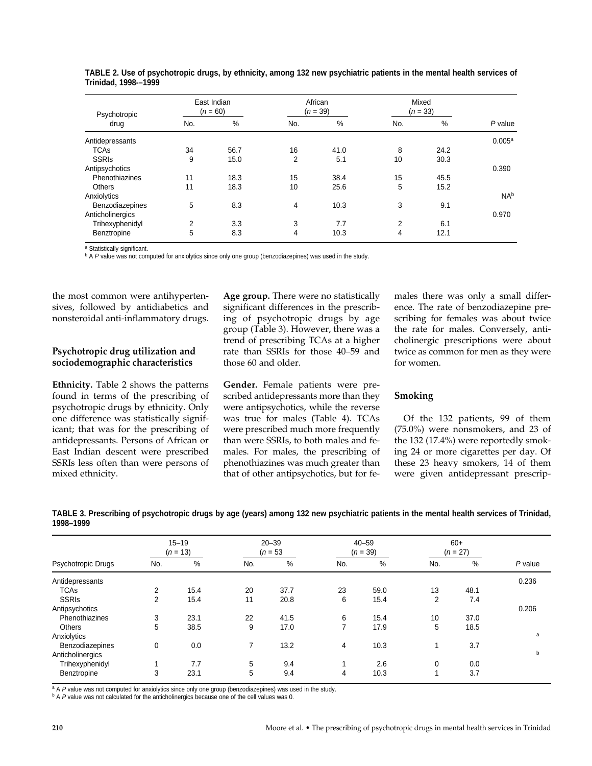**TABLE 2. Use of psychotropic drugs, by ethnicity, among 132 new psychiatric patients in the mental health services of Trinidad, 1998-–1999**

| Psychotropic drug | East Indian ($n$ = 60) | | African ($n$ = 39) | | Mixed ($n$ = 33) | | $P$ value |
|---|---|---|---|---|---|---|---|
| | No. | % | No. | % | No. | % | |
| Antidepressants | | | | | | | 0.005[a] |
| TCAs | 34 | 56.7 | 16 | 41.0 | 8 | 24.2 | |
| SSRIs | 9 | 15.0 | 2 | 5.1 | 10 | 30.3 | |
| Antipsychotics | | | | | | | 0.390 |
| Phenothiazines | 11 | 18.3 | 15 | 38.4 | 15 | 45.5 | |
| Others | 11 | 18.3 | 10 | 25.6 | 5 | 15.2 | |
| Anxiolytics | | | | | | | NA[b] |
| Benzodiazepines | 5 | 8.3 | 4 | 10.3 | 3 | 9.1 | |
| Anticholinergics | | | | | | | 0.970 |
| Trihexyphenidyl | 2 | 3.3 | 3 | 7.7 | 2 | 6.1 | |
| Benztropine | 5 | 8.3 | 4 | 10.3 | 4 | 12.1 | |

[a] Statistically significant.
[b] A $P$ value was not computed for anxiolytics since only one group (benzodiazepines) was used in the study.

the most common were antihypertensives, followed by antidiabetics and nonsteroidal anti-inflammatory drugs.

### Psychotropic drug utilization and sociodemographic characteristics

**Ethnicity.** Table 2 shows the patterns found in terms of the prescribing of psychotropic drugs by ethnicity. Only one difference was statistically significant; that was for the prescribing of antidepressants. Persons of African or East Indian descent were prescribed SSRIs less often than were persons of mixed ethnicity.

**Age group.** There were no statistically significant differences in the prescribing of psychotropic drugs by age group (Table 3). However, there was a trend of prescribing TCAs at a higher rate than SSRIs for those 40–59 and those 60 and older.

**Gender.** Female patients were prescribed antidepressants more than they were antipsychotics, while the reverse was true for males (Table 4). TCAs were prescribed much more frequently than were SSRIs, to both males and females. For males, the prescribing of phenothiazines was much greater than that of other antipsychotics, but for females there was only a small difference. The rate of benzodiazepine prescribing for females was about twice the rate for males. Conversely, anticholinergic prescriptions were about twice as common for men as they were for women.

### Smoking

Of the 132 patients, 99 of them (75.0%) were nonsmokers, and 23 of the 132 (17.4%) were reportedly smoking 24 or more cigarettes per day. Of these 23 heavy smokers, 14 of them were given antidepressant prescrip-

**TABLE 3. Prescribing of psychotropic drugs by age (years) among 132 new psychiatric patients in the mental health services of Trinidad, 1998–1999**

| Psychotropic Drugs | 15–19 ($n$ = 13) | | 20–39 ($n$ = 53 | | 40–59 ($n$ = 39) | | 60+ ($n$ = 27) | | $P$ value |
|---|---|---|---|---|---|---|---|---|---|
| | No. | % | No. | % | No. | % | No. | % | |
| Antidepressants | | | | | | | | | 0.236 |
| TCAs | 2 | 15.4 | 20 | 37.7 | 23 | 59.0 | 13 | 48.1 | |
| SSRIs | 2 | 15.4 | 11 | 20.8 | 6 | 15.4 | 2 | 7.4 | |
| Antipsychotics | | | | | | | | | 0.206 |
| Phenothiazines | 3 | 23.1 | 22 | 41.5 | 6 | 15.4 | 10 | 37.0 | |
| Others | 5 | 38.5 | 9 | 17.0 | 7 | 17.9 | 5 | 18.5 | |
| Anxiolytics | | | | | | | | | [a] |
| Benzodiazepines | 0 | 0.0 | 7 | 13.2 | 4 | 10.3 | 1 | 3.7 | |
| Anticholinergics | | | | | | | | | [b] |
| Trihexyphenidyl | 1 | 7.7 | 5 | 9.4 | 1 | 2.6 | 0 | 0.0 | |
| Benztropine | 3 | 23.1 | 5 | 9.4 | 4 | 10.3 | 1 | 3.7 | |

[a] A $P$ value was not computed for anxiolytics since only one group (benzodiazepines) was used in the study.
[b] A $P$ value was not calculated for the anticholinergics because one of the cell values was 0.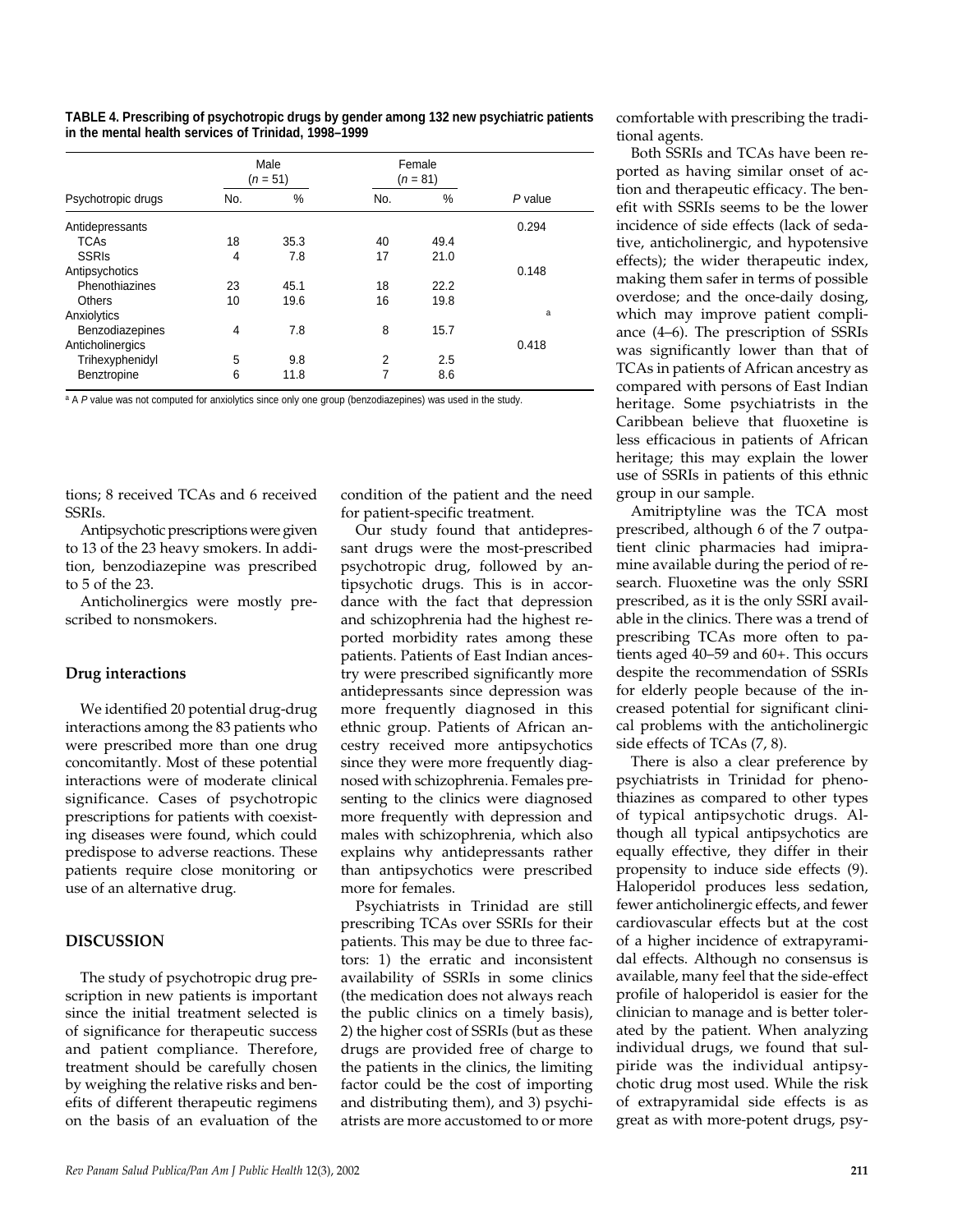**TABLE 4. Prescribing of psychotropic drugs by gender among 132 new psychiatric patients in the mental health services of Trinidad, 1998–1999**

| Psychotropic drugs | Male ($n$ = 51) | | Female ($n$ = 81) | | $P$ value |
|---|---|---|---|---|---|
| | No. | % | No. | % | |
| Antidepressants | | | | | 0.294 |
| TCAs | 18 | 35.3 | 40 | 49.4 | |
| SSRIs | 4 | 7.8 | 17 | 21.0 | |
| Antipsychotics | | | | | 0.148 |
| Phenothiazines | 23 | 45.1 | 18 | 22.2 | |
| Others | 10 | 19.6 | 16 | 19.8 | |
| Anxiolytics | | | | | [a] |
| Benzodiazepines | 4 | 7.8 | 8 | 15.7 | |
| Anticholinergics | | | | | 0.418 |
| Trihexyphenidyl | 5 | 9.8 | 2 | 2.5 | |
| Benztropine | 6 | 11.8 | 7 | 8.6 | |

[a] A $P$ value was not computed for anxiolytics since only one group (benzodiazepines) was used in the study.

tions; 8 received TCAs and 6 received SSRIs.

Antipsychotic prescriptions were given to 13 of the 23 heavy smokers. In addition, benzodiazepine was prescribed to 5 of the 23.

Anticholinergics were mostly prescribed to nonsmokers.

### Drug interactions

We identified 20 potential drug-drug interactions among the 83 patients who were prescribed more than one drug concomitantly. Most of these potential interactions were of moderate clinical significance. Cases of psychotropic prescriptions for patients with coexisting diseases were found, which could predispose to adverse reactions. These patients require close monitoring or use of an alternative drug.

## DISCUSSION

The study of psychotropic drug prescription in new patients is important since the initial treatment selected is of significance for therapeutic success and patient compliance. Therefore, treatment should be carefully chosen by weighing the relative risks and benefits of different therapeutic regimens on the basis of an evaluation of the condition of the patient and the need for patient-specific treatment.

Our study found that antidepressant drugs were the most-prescribed psychotropic drug, followed by antipsychotic drugs. This is in accordance with the fact that depression and schizophrenia had the highest reported morbidity rates among these patients. Patients of East Indian ancestry were prescribed significantly more antidepressants since depression was more frequently diagnosed in this ethnic group. Patients of African ancestry received more antipsychotics since they were more frequently diagnosed with schizophrenia. Females presenting to the clinics were diagnosed more frequently with depression and males with schizophrenia, which also explains why antidepressants rather than antipsychotics were prescribed more for females.

Psychiatrists in Trinidad are still prescribing TCAs over SSRIs for their patients. This may be due to three factors: 1) the erratic and inconsistent availability of SSRIs in some clinics (the medication does not always reach the public clinics on a timely basis), 2) the higher cost of SSRIs (but as these drugs are provided free of charge to the patients in the clinics, the limiting factor could be the cost of importing and distributing them), and 3) psychiatrists are more accustomed to or more comfortable with prescribing the traditional agents.

Both SSRIs and TCAs have been reported as having similar onset of action and therapeutic efficacy. The benefit with SSRIs seems to be the lower incidence of side effects (lack of sedative, anticholinergic, and hypotensive effects); the wider therapeutic index, making them safer in terms of possible overdose; and the once-daily dosing, which may improve patient compliance (4–6). The prescription of SSRIs was significantly lower than that of TCAs in patients of African ancestry as compared with persons of East Indian heritage. Some psychiatrists in the Caribbean believe that fluoxetine is less efficacious in patients of African heritage; this may explain the lower use of SSRIs in patients of this ethnic group in our sample.

Amitriptyline was the TCA most prescribed, although 6 of the 7 outpatient clinic pharmacies had imipramine available during the period of research. Fluoxetine was the only SSRI prescribed, as it is the only SSRI available in the clinics. There was a trend of prescribing TCAs more often to patients aged 40–59 and 60+. This occurs despite the recommendation of SSRIs for elderly people because of the increased potential for significant clinical problems with the anticholinergic side effects of TCAs (7, 8).

There is also a clear preference by psychiatrists in Trinidad for phenothiazines as compared to other types of typical antipsychotic drugs. Although all typical antipsychotics are equally effective, they differ in their propensity to induce side effects (9). Haloperidol produces less sedation, fewer anticholinergic effects, and fewer cardiovascular effects but at the cost of a higher incidence of extrapyramidal effects. Although no consensus is available, many feel that the side-effect profile of haloperidol is easier for the clinician to manage and is better tolerated by the patient. When analyzing individual drugs, we found that sulpiride was the individual antipsychotic drug most used. While the risk of extrapyramidal side effects is as great as with more-potent drugs, psy-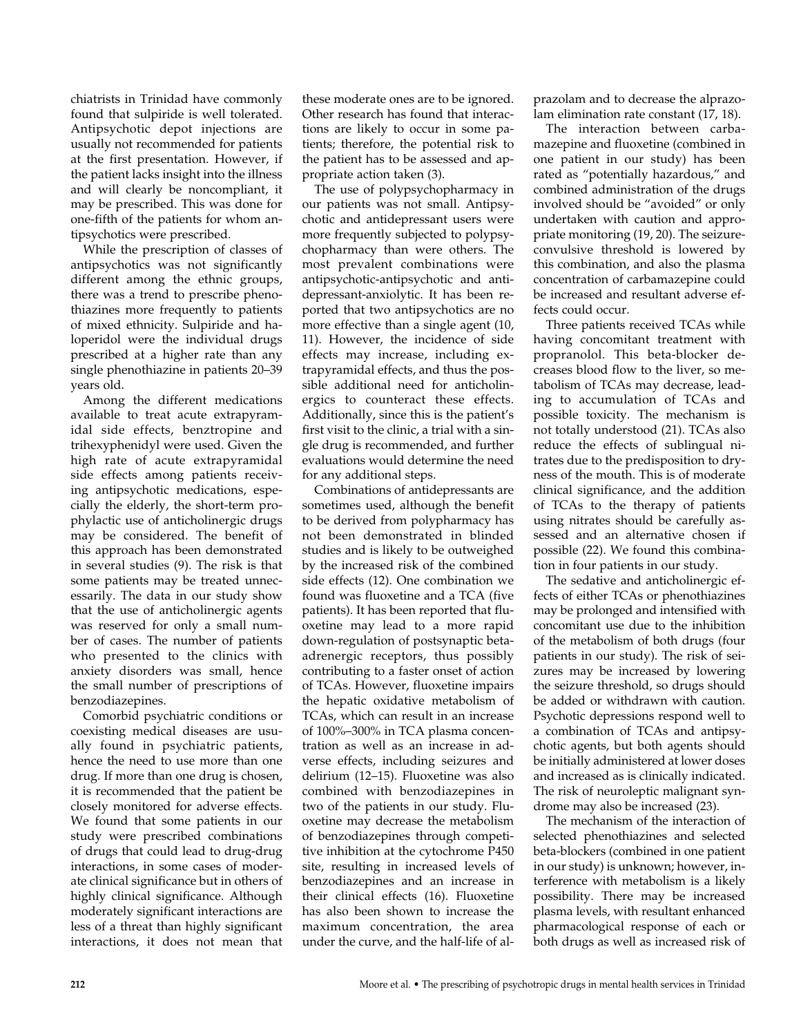chiatrists in Trinidad have commonly found that sulpiride is well tolerated. Antipsychotic depot injections are usually not recommended for patients at the first presentation. However, if the patient lacks insight into the illness and will clearly be noncompliant, it may be prescribed. This was done for one-fifth of the patients for whom antipsychotics were prescribed.

While the prescription of classes of antipsychotics was not significantly different among the ethnic groups, there was a trend to prescribe phenothiazines more frequently to patients of mixed ethnicity. Sulpiride and haloperidol were the individual drugs prescribed at a higher rate than any single phenothiazine in patients 20–39 years old.

Among the different medications available to treat acute extrapyramidal side effects, benztropine and trihexyphenidyl were used. Given the high rate of acute extrapyramidal side effects among patients receiving antipsychotic medications, especially the elderly, the short-term prophylactic use of anticholinergic drugs may be considered. The benefit of this approach has been demonstrated in several studies (9). The risk is that some patients may be treated unnecessarily. The data in our study show that the use of anticholinergic agents was reserved for only a small number of cases. The number of patients who presented to the clinics with anxiety disorders was small, hence the small number of prescriptions of benzodiazepines.

Comorbid psychiatric conditions or coexisting medical diseases are usually found in psychiatric patients, hence the need to use more than one drug. If more than one drug is chosen, it is recommended that the patient be closely monitored for adverse effects. We found that some patients in our study were prescribed combinations of drugs that could lead to drug-drug interactions, in some cases of moderate clinical significance but in others of highly clinical significance. Although moderately significant interactions are less of a threat than highly significant interactions, it does not mean that these moderate ones are to be ignored. Other research has found that interactions are likely to occur in some patients; therefore, the potential risk to the patient has to be assessed and appropriate action taken (3).

The use of polypsychopharmacy in our patients was not small. Antipsychotic and antidepressant users were more frequently subjected to polypsychopharmacy than were others. The most prevalent combinations were antipsychotic-antipsychotic and antidepressant-anxiolytic. It has been reported that two antipsychotics are no more effective than a single agent (10, 11). However, the incidence of side effects may increase, including extrapyramidal effects, and thus the possible additional need for anticholinergics to counteract these effects. Additionally, since this is the patient's first visit to the clinic, a trial with a single drug is recommended, and further evaluations would determine the need for any additional steps.

Combinations of antidepressants are sometimes used, although the benefit to be derived from polypharmacy has not been demonstrated in blinded studies and is likely to be outweighed by the increased risk of the combined side effects (12). One combination we found was fluoxetine and a TCA (five patients). It has been reported that fluoxetine may lead to a more rapid down-regulation of postsynaptic beta-adrenergic receptors, thus possibly contributing to a faster onset of action of TCAs. However, fluoxetine impairs the hepatic oxidative metabolism of TCAs, which can result in an increase of 100%–300% in TCA plasma concentration as well as an increase in adverse effects, including seizures and delirium (12–15). Fluoxetine was also combined with benzodiazepines in two of the patients in our study. Fluoxetine may decrease the metabolism of benzodiazepines through competitive inhibition at the cytochrome P450 site, resulting in increased levels of benzodiazepines and an increase in their clinical effects (16). Fluoxetine has also been shown to increase the maximum concentration, the area under the curve, and the half-life of alprazolam and to decrease the alprazolam elimination rate constant (17, 18).

The interaction between carbamazepine and fluoxetine (combined in one patient in our study) has been rated as "potentially hazardous," and combined administration of the drugs involved should be "avoided" or only undertaken with caution and appropriate monitoring (19, 20). The seizure-convulsive threshold is lowered by this combination, and also the plasma concentration of carbamazepine could be increased and resultant adverse effects could occur.

Three patients received TCAs while having concomitant treatment with propranolol. This beta-blocker decreases blood flow to the liver, so metabolism of TCAs may decrease, leading to accumulation of TCAs and possible toxicity. The mechanism is not totally understood (21). TCAs also reduce the effects of sublingual nitrates due to the predisposition to dryness of the mouth. This is of moderate clinical significance, and the addition of TCAs to the therapy of patients using nitrates should be carefully assessed and an alternative chosen if possible (22). We found this combination in four patients in our study.

The sedative and anticholinergic effects of either TCAs or phenothiazines may be prolonged and intensified with concomitant use due to the inhibition of the metabolism of both drugs (four patients in our study). The risk of seizures may be increased by lowering the seizure threshold, so drugs should be added or withdrawn with caution. Psychotic depressions respond well to a combination of TCAs and antipsychotic agents, but both agents should be initially administered at lower doses and increased as is clinically indicated. The risk of neuroleptic malignant syndrome may also be increased (23).

The mechanism of the interaction of selected phenothiazines and selected beta-blockers (combined in one patient in our study) is unknown; however, interference with metabolism is a likely possibility. There may be increased plasma levels, with resultant enhanced pharmacological response of each or both drugs as well as increased risk of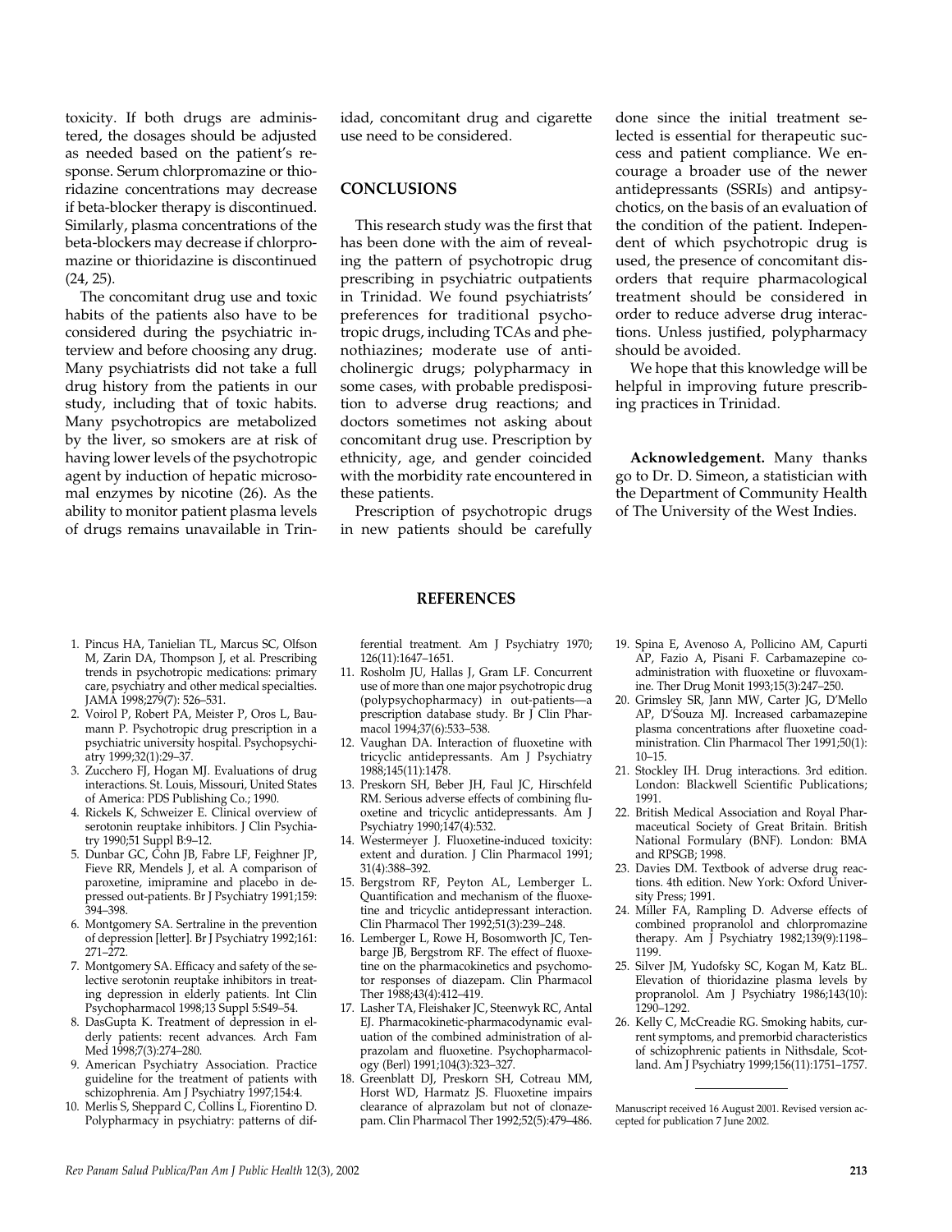toxicity. If both drugs are administered, the dosages should be adjusted as needed based on the patient's response. Serum chlorpromazine or thioridazine concentrations may decrease if beta-blocker therapy is discontinued. Similarly, plasma concentrations of the beta-blockers may decrease if chlorpromazine or thioridazine is discontinued (24, 25).

The concomitant drug use and toxic habits of the patients also have to be considered during the psychiatric interview and before choosing any drug. Many psychiatrists did not take a full drug history from the patients in our study, including that of toxic habits. Many psychotropics are metabolized by the liver, so smokers are at risk of having lower levels of the psychotropic agent by induction of hepatic microsomal enzymes by nicotine (26). As the ability to monitor patient plasma levels of drugs remains unavailable in Trinidad, concomitant drug and cigarette use need to be considered.

## CONCLUSIONS

This research study was the first that has been done with the aim of revealing the pattern of psychotropic drug prescribing in psychiatric outpatients in Trinidad. We found psychiatrists' preferences for traditional psychotropic drugs, including TCAs and phenothiazines; moderate use of anticholinergic drugs; polypharmacy in some cases, with probable predisposition to adverse drug reactions; and doctors sometimes not asking about concomitant drug use. Prescription by ethnicity, age, and gender coincided with the morbidity rate encountered in these patients.

Prescription of psychotropic drugs in new patients should be carefully done since the initial treatment selected is essential for therapeutic success and patient compliance. We encourage a broader use of the newer antidepressants (SSRIs) and antipsychotics, on the basis of an evaluation of the condition of the patient. Independent of which psychotropic drug is used, the presence of concomitant disorders that require pharmacological treatment should be considered in order to reduce adverse drug interactions. Unless justified, polypharmacy should be avoided.

We hope that this knowledge will be helpful in improving future prescribing practices in Trinidad.

**Acknowledgement.** Many thanks go to Dr. D. Simeon, a statistician with the Department of Community Health of The University of the West Indies.

## REFERENCES

1. Pincus HA, Tanielian TL, Marcus SC, Olfson M, Zarin DA, Thompson J, et al. Prescribing trends in psychotropic medications: primary care, psychiatry and other medical specialties. JAMA 1998;279(7): 526–531.
2. Voirol P, Robert PA, Meister P, Oros L, Baumann P. Psychotropic drug prescription in a psychiatric university hospital. Psychopsychiatry 1999;32(1):29–37.
3. Zucchero FJ, Hogan MJ. Evaluations of drug interactions. St. Louis, Missouri, United States of America: PDS Publishing Co.; 1990.
4. Rickels K, Schweizer E. Clinical overview of serotonin reuptake inhibitors. J Clin Psychiatry 1990;51 Suppl B:9–12.
5. Dunbar GC, Cohn JB, Fabre LF, Feighner JP, Fieve RR, Mendels J, et al. A comparison of paroxetine, imipramine and placebo in depressed out-patients. Br J Psychiatry 1991;159: 394–398.
6. Montgomery SA. Sertraline in the prevention of depression [letter]. Br J Psychiatry 1992;161: 271–272.
7. Montgomery SA. Efficacy and safety of the selective serotonin reuptake inhibitors in treating depression in elderly patients. Int Clin Psychopharmacol 1998;13 Suppl 5:S49–54.
8. DasGupta K. Treatment of depression in elderly patients: recent advances. Arch Fam Med 1998;7(3):274–280.
9. American Psychiatry Association. Practice guideline for the treatment of patients with schizophrenia. Am J Psychiatry 1997;154:4.
10. Merlis S, Sheppard C, Collins L, Fiorentino D. Polypharmacy in psychiatry: patterns of differential treatment. Am J Psychiatry 1970; 126(11):1647–1651.
11. Rosholm JU, Hallas J, Gram LF. Concurrent use of more than one major psychotropic drug (polypsychopharmacy) in out-patients—a prescription database study. Br J Clin Pharmacol 1994;37(6):533–538.
12. Vaughan DA. Interaction of fluoxetine with tricyclic antidepressants. Am J Psychiatry 1988;145(11):1478.
13. Preskorn SH, Beber JH, Faul JC, Hirschfeld RM. Serious adverse effects of combining fluoxetine and tricyclic antidepressants. Am J Psychiatry 1990;147(4):532.
14. Westermeyer J. Fluoxetine-induced toxicity: extent and duration. J Clin Pharmacol 1991; 31(4):388–392.
15. Bergstrom RF, Peyton AL, Lemberger L. Quantification and mechanism of the fluoxetine and tricyclic antidepressant interaction. Clin Pharmacol Ther 1992;51(3):239–248.
16. Lemberger L, Rowe H, Bosomworth JC, Tenbarge JB, Bergstrom RF. The effect of fluoxetine on the pharmacokinetics and psychomotor responses of diazepam. Clin Pharmacol Ther 1988;43(4):412–419.
17. Lasher TA, Fleishaker JC, Steenwyk RC, Antal EJ. Pharmacokinetic-pharmacodynamic evaluation of the combined administration of alprazolam and fluoxetine. Psychopharmacology (Berl) 1991;104(3):323–327.
18. Greenblatt DJ, Preskorn SH, Cotreau MM, Horst WD, Harmatz JS. Fluoxetine impairs clearance of alprazolam but not of clonazepam. Clin Pharmacol Ther 1992;52(5):479–486.
19. Spina E, Avenoso A, Pollicino AM, Capurti AP, Fazio A, Pisani F. Carbamazepine coadministration with fluoxetine or fluvoxamine. Ther Drug Monit 1993;15(3):247–250.
20. Grimsley SR, Jann MW, Carter JG, D'Mello AP, D'Souza MJ. Increased carbamazepine plasma concentrations after fluoxetine coadministration. Clin Pharmacol Ther 1991;50(1): 10–15.
21. Stockley IH. Drug interactions. 3rd edition. London: Blackwell Scientific Publications; 1991.
22. British Medical Association and Royal Pharmaceutical Society of Great Britain. British National Formulary (BNF). London: BMA and RPSGB; 1998.
23. Davies DM. Textbook of adverse drug reactions. 4th edition. New York: Oxford University Press; 1991.
24. Miller FA, Rampling D. Adverse effects of combined propranolol and chlorpromazine therapy. Am J Psychiatry 1982;139(9):1198–1199.
25. Silver JM, Yudofsky SC, Kogan M, Katz BL. Elevation of thioridazine plasma levels by propranolol. Am J Psychiatry 1986;143(10): 1290–1292.
26. Kelly C, McCreadie RG. Smoking habits, current symptoms, and premorbid characteristics of schizophrenic patients in Nithsdale, Scotland. Am J Psychiatry 1999;156(11):1751–1757.

Manuscript received 16 August 2001. Revised version accepted for publication 7 June 2002.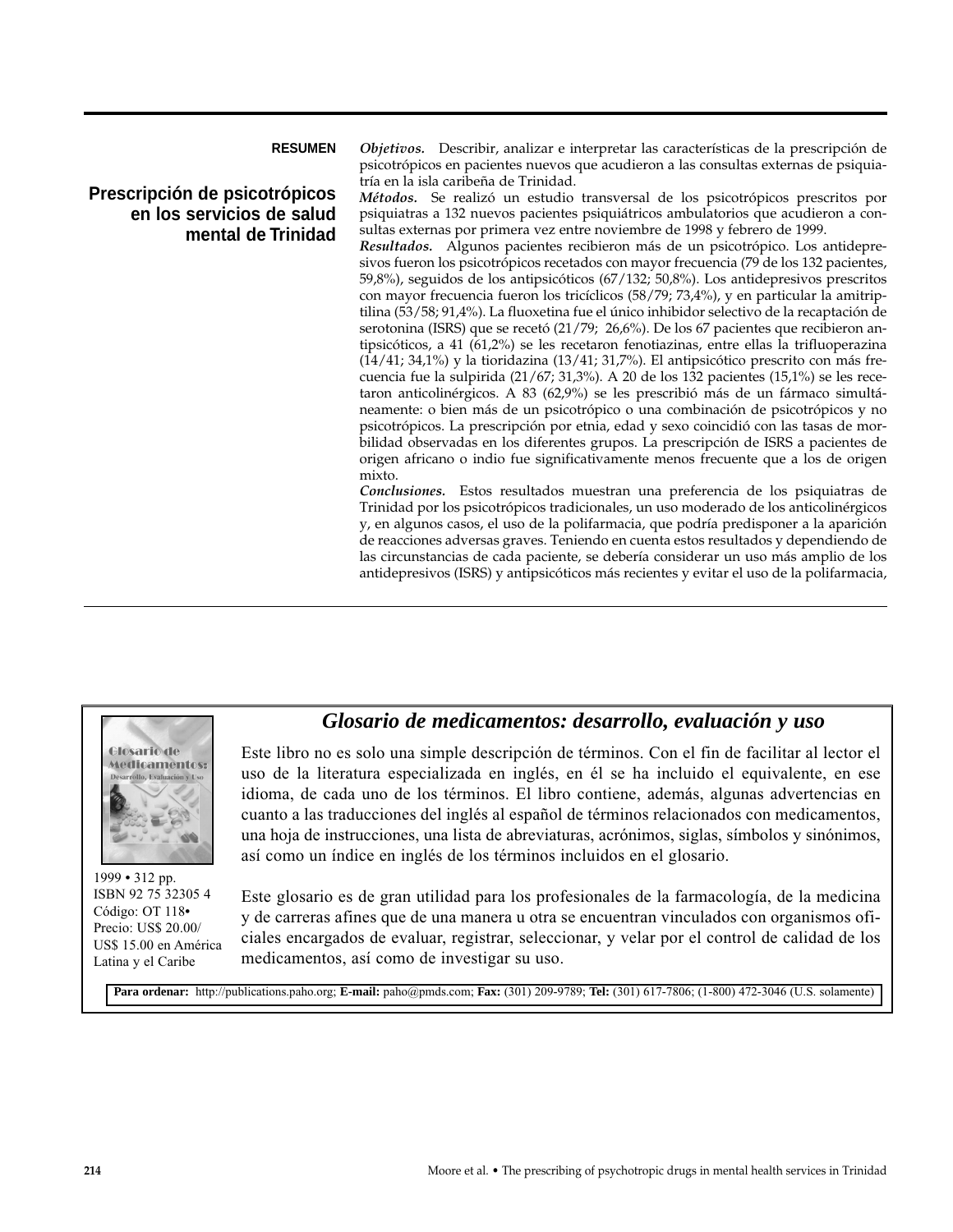**RESUMEN**

## Prescripción de psicotrópicos en los servicios de salud mental de Trinidad

***Objetivos.*** Describir, analizar e interpretar las características de la prescripción de psicotrópicos en pacientes nuevos que acudieron a las consultas externas de psiquiatría en la isla caribeña de Trinidad.

***Métodos.*** Se realizó un estudio transversal de los psicotrópicos prescritos por psiquiatras a 132 nuevos pacientes psiquiátricos ambulatorios que acudieron a consultas externas por primera vez entre noviembre de 1998 y febrero de 1999.

***Resultados.*** Algunos pacientes recibieron más de un psicotrópico. Los antidepresivos fueron los psicotrópicos recetados con mayor frecuencia (79 de los 132 pacientes, 59,8%), seguidos de los antipsicóticos (67/132; 50,8%). Los antidepresivos prescritos con mayor frecuencia fueron los tricíclicos (58/79; 73,4%), y en particular la amitriptilina (53/58; 91,4%). La fluoxetina fue el único inhibidor selectivo de la recaptación de serotonina (ISRS) que se recetó (21/79; 26,6%). De los 67 pacientes que recibieron antipsicóticos, a 41 (61,2%) se les recetaron fenotiazinas, entre ellas la trifluoperazina (14/41; 34,1%) y la tioridazina (13/41; 31,7%). El antipsicótico prescrito con más frecuencia fue la sulpirida (21/67; 31,3%). A 20 de los 132 pacientes (15,1%) se les recetaron anticolinérgicos. A 83 (62,9%) se les prescribió más de un fármaco simultáneamente: o bien más de un psicotrópico o una combinación de psicotrópicos y no psicotrópicos. La prescripción por etnia, edad y sexo coincidió con las tasas de morbilidad observadas en los diferentes grupos. La prescripción de ISRS a pacientes de origen africano o indio fue significativamente menos frecuente que a los de origen mixto.

***Conclusiones.*** Estos resultados muestran una preferencia de los psiquiatras de Trinidad por los psicotrópicos tradicionales, un uso moderado de los anticolinérgicos y, en algunos casos, el uso de la polifarmacia, que podría predisponer a la aparición de reacciones adversas graves. Teniendo en cuenta estos resultados y dependiendo de las circunstancias de cada paciente, se debería considerar un uso más amplio de los antidepresivos (ISRS) y antipsicóticos más recientes y evitar el uso de la polifarmacia,

---

## *Glosario de medicamentos: desarrollo, evaluación y uso*

1999 • 312 pp.
ISBN 92 75 32305 4
Código: OT 118•
Precio: US$ 20.00/
US$ 15.00 en América Latina y el Caribe

Este libro no es solo una simple descripción de términos. Con el fin de facilitar al lector el uso de la literatura especializada en inglés, en él se ha incluido el equivalente, en ese idioma, de cada uno de los términos. El libro contiene, además, algunas advertencias en cuanto a las traducciones del inglés al español de términos relacionados con medicamentos, una hoja de instrucciones, una lista de abreviaturas, acrónimos, siglas, símbolos y sinónimos, así como un índice en inglés de los términos incluidos en el glosario.

Este glosario es de gran utilidad para los profesionales de la farmacología, de la medicina y de carreras afines que de una manera u otra se encuentran vinculados con organismos oficiales encargados de evaluar, registrar, seleccionar, y velar por el control de calidad de los medicamentos, así como de investigar su uso.

**Para ordenar:** http://publications.paho.org; **E-mail:** paho@pmds.com; **Fax:** (301) 209-9789; **Tel:** (301) 617-7806; (1-800) 472-3046 (U.S. solamente)